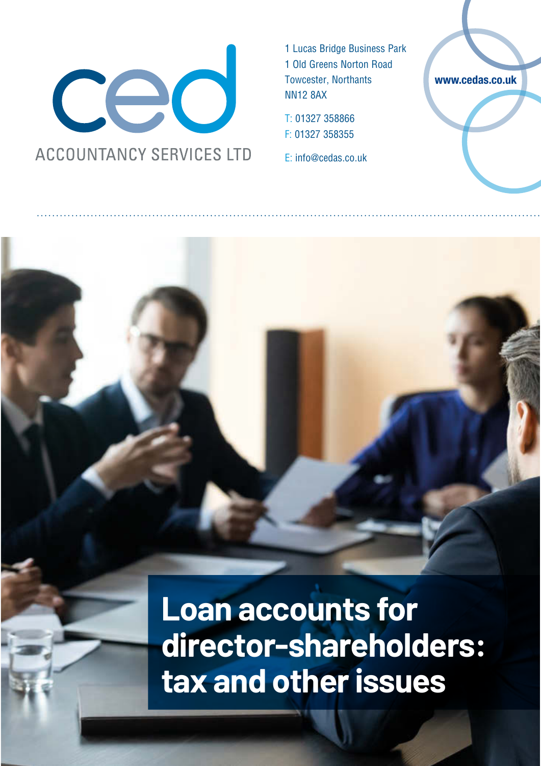ced

ACCOUNTANCY SERVICES LTD

1 Lucas Bridge Business Park
1 Old Greens Norton Road
Towcester, Northants
NN12 8AX

T: 01327 358866
F: 01327 358355

E: info@cedas.co.uk

**www.cedas.co.uk**

# Loan accounts for director-shareholders: tax and other issues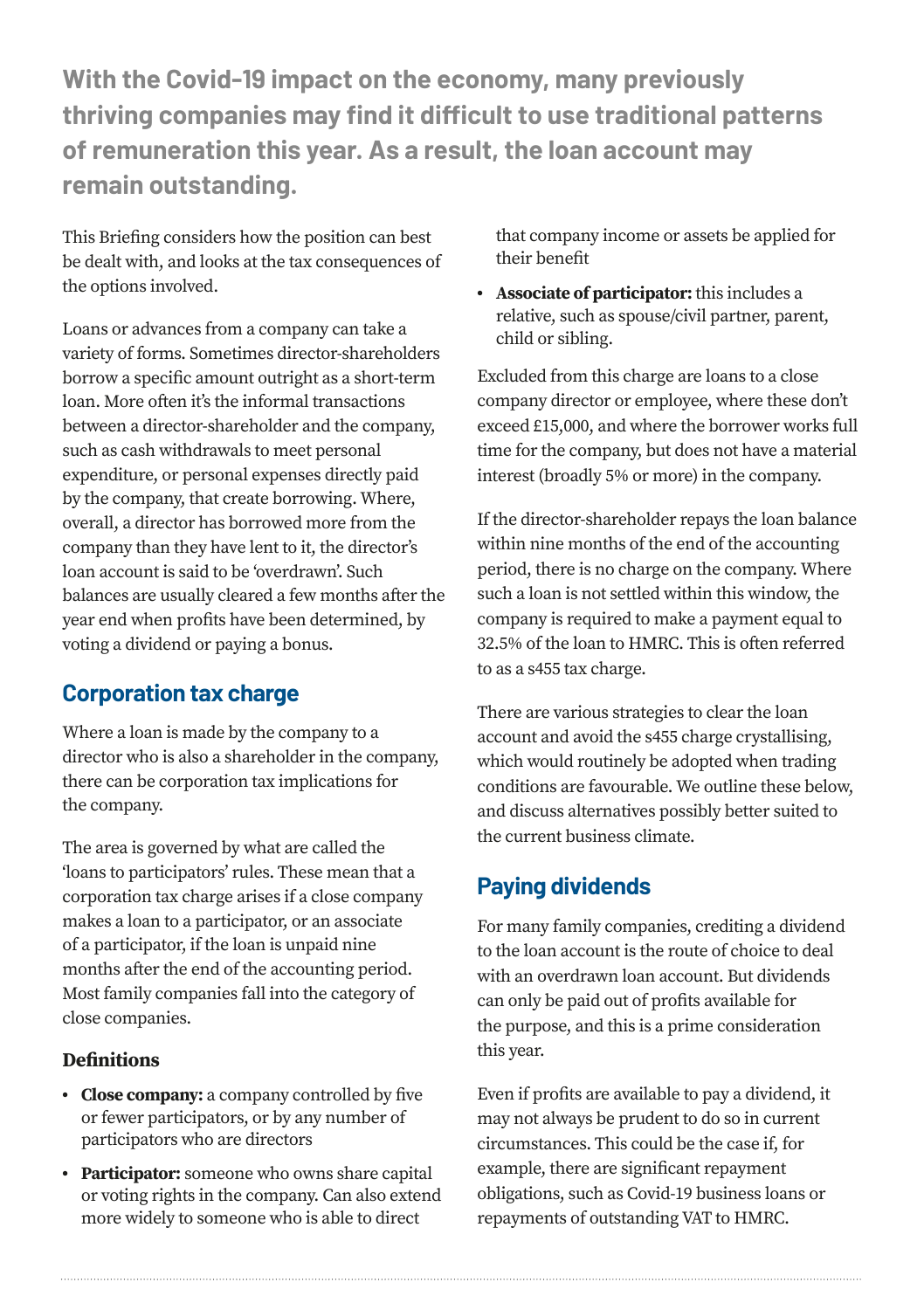**With the Covid-19 impact on the economy, many previously thriving companies may find it difficult to use traditional patterns of remuneration this year. As a result, the loan account may remain outstanding.**

This Briefing considers how the position can best be dealt with, and looks at the tax consequences of the options involved.

Loans or advances from a company can take a variety of forms. Sometimes director-shareholders borrow a specific amount outright as a short-term loan. More often it's the informal transactions between a director-shareholder and the company, such as cash withdrawals to meet personal expenditure, or personal expenses directly paid by the company, that create borrowing. Where, overall, a director has borrowed more from the company than they have lent to it, the director's loan account is said to be 'overdrawn'. Such balances are usually cleared a few months after the year end when profits have been determined, by voting a dividend or paying a bonus.

## Corporation tax charge

Where a loan is made by the company to a director who is also a shareholder in the company, there can be corporation tax implications for the company.

The area is governed by what are called the 'loans to participators' rules. These mean that a corporation tax charge arises if a close company makes a loan to a participator, or an associate of a participator, if the loan is unpaid nine months after the end of the accounting period. Most family companies fall into the category of close companies.

### Definitions

- **Close company:** a company controlled by five or fewer participators, or by any number of participators who are directors
- **Participator:** someone who owns share capital or voting rights in the company. Can also extend more widely to someone who is able to direct that company income or assets be applied for their benefit
- **Associate of participator:** this includes a relative, such as spouse/civil partner, parent, child or sibling.

Excluded from this charge are loans to a close company director or employee, where these don't exceed £15,000, and where the borrower works full time for the company, but does not have a material interest (broadly 5% or more) in the company.

If the director-shareholder repays the loan balance within nine months of the end of the accounting period, there is no charge on the company. Where such a loan is not settled within this window, the company is required to make a payment equal to 32.5% of the loan to HMRC. This is often referred to as a s455 tax charge.

There are various strategies to clear the loan account and avoid the s455 charge crystallising, which would routinely be adopted when trading conditions are favourable. We outline these below, and discuss alternatives possibly better suited to the current business climate.

## Paying dividends

For many family companies, crediting a dividend to the loan account is the route of choice to deal with an overdrawn loan account. But dividends can only be paid out of profits available for the purpose, and this is a prime consideration this year.

Even if profits are available to pay a dividend, it may not always be prudent to do so in current circumstances. This could be the case if, for example, there are significant repayment obligations, such as Covid-19 business loans or repayments of outstanding VAT to HMRC.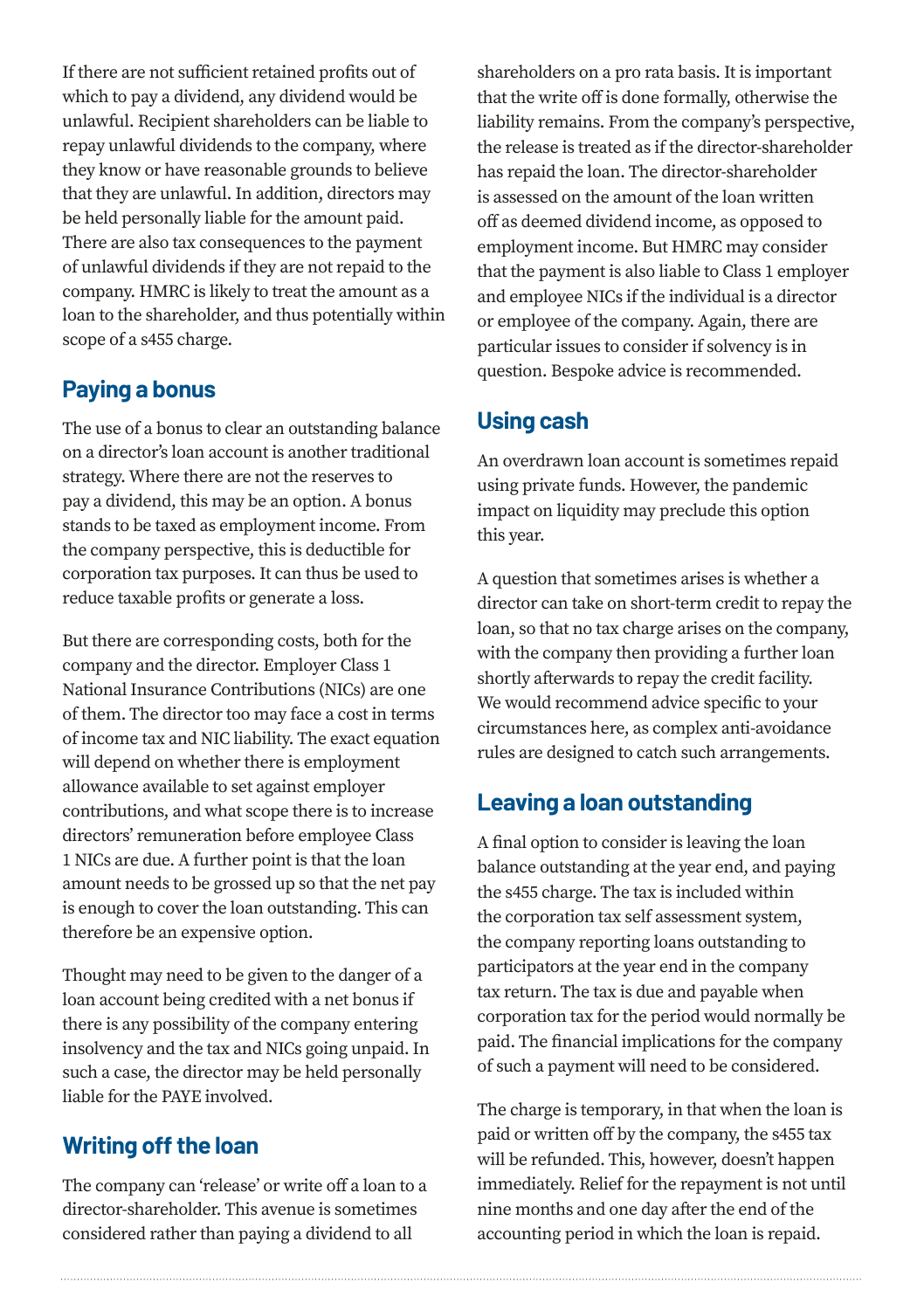If there are not sufficient retained profits out of which to pay a dividend, any dividend would be unlawful. Recipient shareholders can be liable to repay unlawful dividends to the company, where they know or have reasonable grounds to believe that they are unlawful. In addition, directors may be held personally liable for the amount paid. There are also tax consequences to the payment of unlawful dividends if they are not repaid to the company. HMRC is likely to treat the amount as a loan to the shareholder, and thus potentially within scope of a s455 charge.

## Paying a bonus

The use of a bonus to clear an outstanding balance on a director's loan account is another traditional strategy. Where there are not the reserves to pay a dividend, this may be an option. A bonus stands to be taxed as employment income. From the company perspective, this is deductible for corporation tax purposes. It can thus be used to reduce taxable profits or generate a loss.

But there are corresponding costs, both for the company and the director. Employer Class 1 National Insurance Contributions (NICs) are one of them. The director too may face a cost in terms of income tax and NIC liability. The exact equation will depend on whether there is employment allowance available to set against employer contributions, and what scope there is to increase directors' remuneration before employee Class 1 NICs are due. A further point is that the loan amount needs to be grossed up so that the net pay is enough to cover the loan outstanding. This can therefore be an expensive option.

Thought may need to be given to the danger of a loan account being credited with a net bonus if there is any possibility of the company entering insolvency and the tax and NICs going unpaid. In such a case, the director may be held personally liable for the PAYE involved.

## Writing off the loan

The company can 'release' or write off a loan to a director-shareholder. This avenue is sometimes considered rather than paying a dividend to all shareholders on a pro rata basis. It is important that the write off is done formally, otherwise the liability remains. From the company's perspective, the release is treated as if the director-shareholder has repaid the loan. The director-shareholder is assessed on the amount of the loan written off as deemed dividend income, as opposed to employment income. But HMRC may consider that the payment is also liable to Class 1 employer and employee NICs if the individual is a director or employee of the company. Again, there are particular issues to consider if solvency is in question. Bespoke advice is recommended.

## Using cash

An overdrawn loan account is sometimes repaid using private funds. However, the pandemic impact on liquidity may preclude this option this year.

A question that sometimes arises is whether a director can take on short-term credit to repay the loan, so that no tax charge arises on the company, with the company then providing a further loan shortly afterwards to repay the credit facility. We would recommend advice specific to your circumstances here, as complex anti-avoidance rules are designed to catch such arrangements.

## Leaving a loan outstanding

A final option to consider is leaving the loan balance outstanding at the year end, and paying the s455 charge. The tax is included within the corporation tax self assessment system, the company reporting loans outstanding to participators at the year end in the company tax return. The tax is due and payable when corporation tax for the period would normally be paid. The financial implications for the company of such a payment will need to be considered.

The charge is temporary, in that when the loan is paid or written off by the company, the s455 tax will be refunded. This, however, doesn't happen immediately. Relief for the repayment is not until nine months and one day after the end of the accounting period in which the loan is repaid.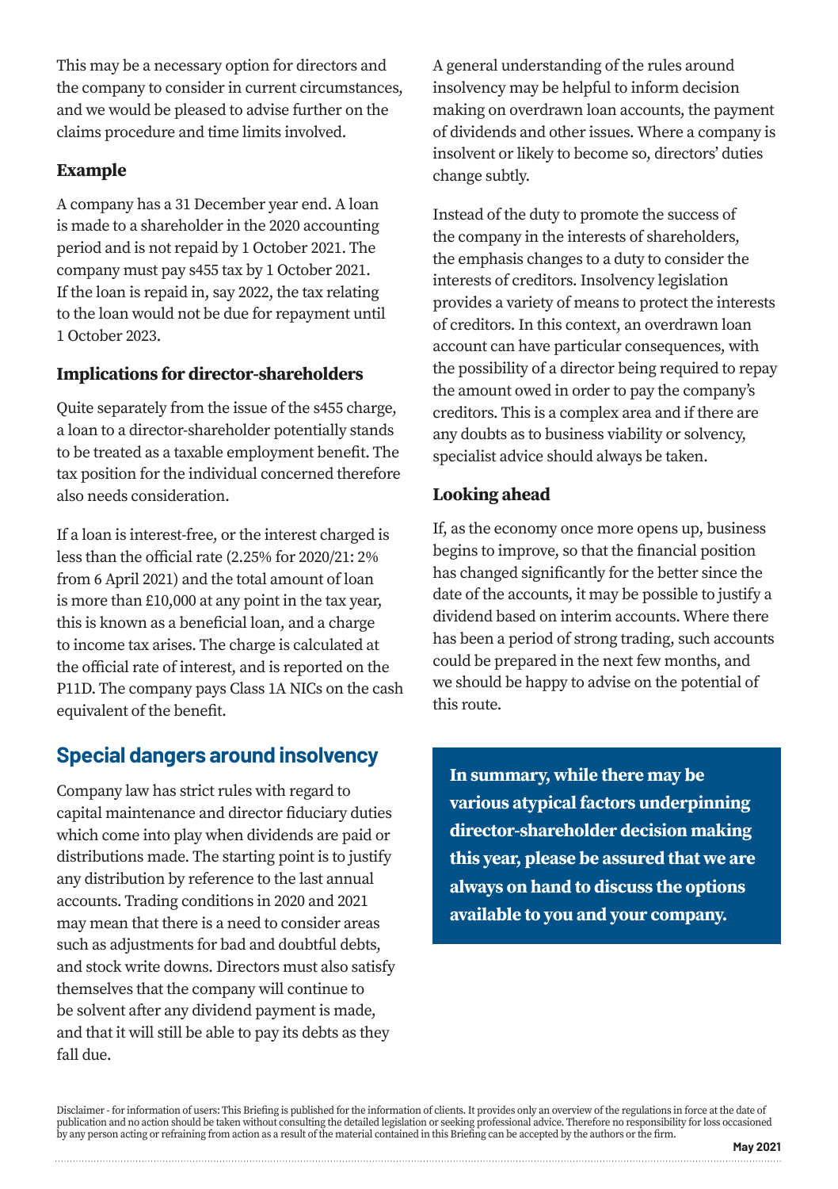This may be a necessary option for directors and the company to consider in current circumstances, and we would be pleased to advise further on the claims procedure and time limits involved.

### Example

A company has a 31 December year end. A loan is made to a shareholder in the 2020 accounting period and is not repaid by 1 October 2021. The company must pay s455 tax by 1 October 2021. If the loan is repaid in, say 2022, the tax relating to the loan would not be due for repayment until 1 October 2023.

### Implications for director-shareholders

Quite separately from the issue of the s455 charge, a loan to a director-shareholder potentially stands to be treated as a taxable employment benefit. The tax position for the individual concerned therefore also needs consideration.

If a loan is interest-free, or the interest charged is less than the official rate (2.25% for 2020/21: 2% from 6 April 2021) and the total amount of loan is more than £10,000 at any point in the tax year, this is known as a beneficial loan, and a charge to income tax arises. The charge is calculated at the official rate of interest, and is reported on the P11D. The company pays Class 1A NICs on the cash equivalent of the benefit.

## Special dangers around insolvency

Company law has strict rules with regard to capital maintenance and director fiduciary duties which come into play when dividends are paid or distributions made. The starting point is to justify any distribution by reference to the last annual accounts. Trading conditions in 2020 and 2021 may mean that there is a need to consider areas such as adjustments for bad and doubtful debts, and stock write downs. Directors must also satisfy themselves that the company will continue to be solvent after any dividend payment is made, and that it will still be able to pay its debts as they fall due.

A general understanding of the rules around insolvency may be helpful to inform decision making on overdrawn loan accounts, the payment of dividends and other issues. Where a company is insolvent or likely to become so, directors' duties change subtly.

Instead of the duty to promote the success of the company in the interests of shareholders, the emphasis changes to a duty to consider the interests of creditors. Insolvency legislation provides a variety of means to protect the interests of creditors. In this context, an overdrawn loan account can have particular consequences, with the possibility of a director being required to repay the amount owed in order to pay the company's creditors. This is a complex area and if there are any doubts as to business viability or solvency, specialist advice should always be taken.

### Looking ahead

If, as the economy once more opens up, business begins to improve, so that the financial position has changed significantly for the better since the date of the accounts, it may be possible to justify a dividend based on interim accounts. Where there has been a period of strong trading, such accounts could be prepared in the next few months, and we should be happy to advise on the potential of this route.

**In summary, while there may be various atypical factors underpinning director-shareholder decision making this year, please be assured that we are always on hand to discuss the options available to you and your company.**

Disclaimer - for information of users: This Briefing is published for the information of clients. It provides only an overview of the regulations in force at the date of publication and no action should be taken without consulting the detailed legislation or seeking professional advice. Therefore no responsibility for loss occasioned by any person acting or refraining from action as a result of the material contained in this Briefing can be accepted by the authors or the firm.

May 2021